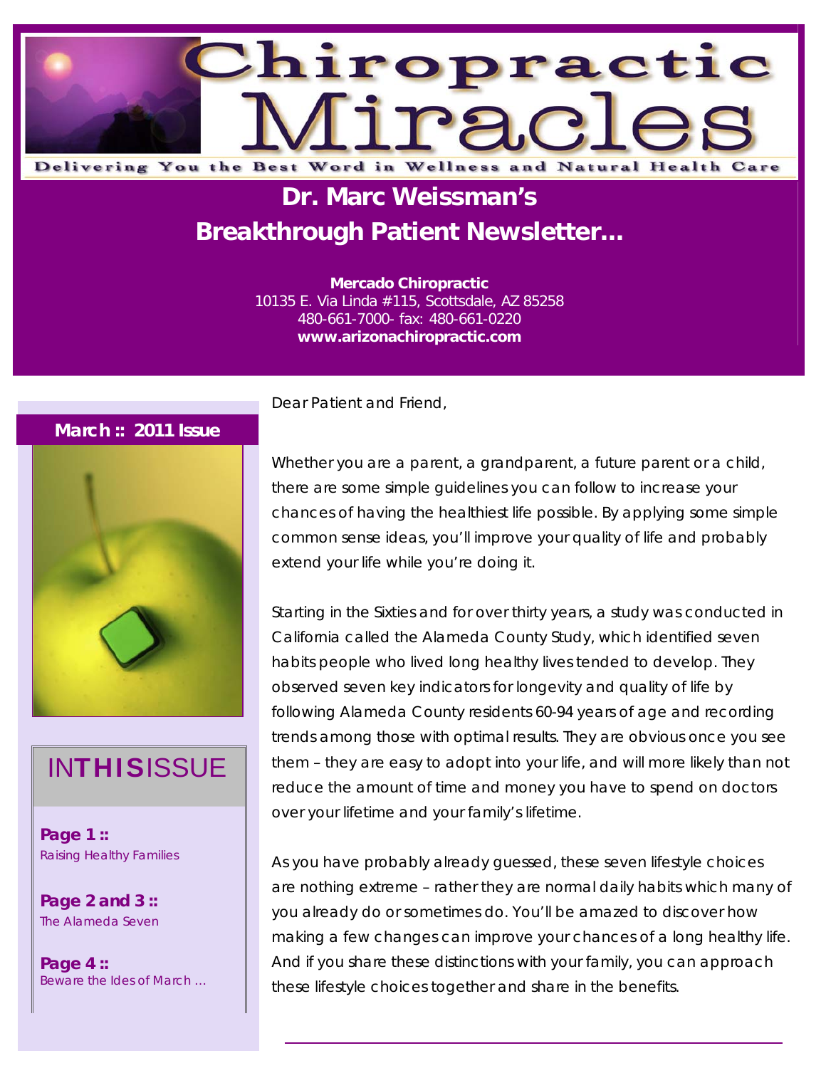# Chiropractic Miracles

Delivering You the Best Word in Wellness and Natural Health Care

## Dr. Marc Weissman's Breakthrough Patient Newsletter…

**Mercado Chiropractic**
10135 E. Via Linda #115, Scottsdale, AZ 85258
480-661-7000- fax: 480-661-0220
**www.arizonachiropractic.com**

**March :: 2011 Issue**

### IN THIS ISSUE

**Page 1 ::**
Raising Healthy Families

**Page 2 and 3 ::**
The Alameda Seven

**Page 4 ::**
Beware the Ides of March …

Dear Patient and Friend,

Whether you are a parent, a grandparent, a future parent or a child, there are some simple guidelines you can follow to increase your chances of having the healthiest life possible. By applying some simple common sense ideas, you'll improve your quality of life and probably extend your life while you're doing it.

Starting in the Sixties and for over thirty years, a study was conducted in California called the Alameda County Study, which identified seven habits people who lived long healthy lives tended to develop. They observed seven key indicators for longevity and quality of life by following Alameda County residents 60-94 years of age and recording trends among those with optimal results. They are obvious once you see them – they are easy to adopt into your life, and will more likely than not reduce the amount of time and money you have to spend on doctors over your lifetime and your family's lifetime.

As you have probably already guessed, these seven lifestyle choices are nothing extreme – rather they are normal daily habits which many of you already do or sometimes do. You'll be amazed to discover how making a few changes can improve your chances of a long healthy life. And if you share these distinctions with your family, you can approach these lifestyle choices together and share in the benefits.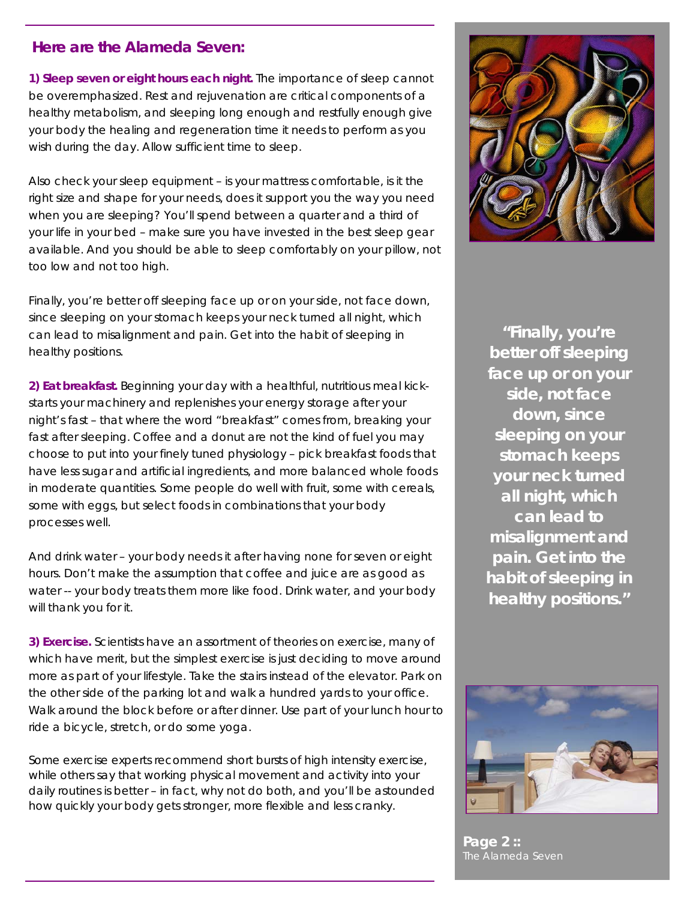## Here are the Alameda Seven:

**1) Sleep seven or eight hours each night.** The importance of sleep cannot be overemphasized. Rest and rejuvenation are critical components of a healthy metabolism, and sleeping long enough and restfully enough give your body the healing and regeneration time it needs to perform as you wish during the day. Allow sufficient time to sleep.

Also check your sleep equipment – is your mattress comfortable, is it the right size and shape for your needs, does it support you the way you need when you are sleeping? You'll spend between a quarter and a third of your life in your bed – make sure you have invested in the best sleep gear available. And you should be able to sleep comfortably on your pillow, not too low and not too high.

Finally, you're better off sleeping face up or on your side, not face down, since sleeping on your stomach keeps your neck turned all night, which can lead to misalignment and pain. Get into the habit of sleeping in healthy positions.

**2) Eat breakfast.** Beginning your day with a healthful, nutritious meal kick-starts your machinery and replenishes your energy storage after your night's fast – that where the word "breakfast" comes from, breaking your fast after sleeping. Coffee and a donut are not the kind of fuel you may choose to put into your finely tuned physiology – pick breakfast foods that have less sugar and artificial ingredients, and more balanced whole foods in moderate quantities. Some people do well with fruit, some with cereals, some with eggs, but select foods in combinations that your body processes well.

And drink water – your body needs it after having none for seven or eight hours. Don't make the assumption that coffee and juice are as good as water -- your body treats them more like food. Drink water, and your body will thank you for it.

**3) Exercise.** Scientists have an assortment of theories on exercise, many of which have merit, but the simplest exercise is just deciding to move around more as part of your lifestyle. Take the stairs instead of the elevator. Park on the other side of the parking lot and walk a hundred yards to your office. Walk around the block before or after dinner. Use part of your lunch hour to ride a bicycle, stretch, or do some yoga.

Some exercise experts recommend short bursts of high intensity exercise, while others say that working physical movement and activity into your daily routines is better – in fact, why not do both, and you'll be astounded how quickly your body gets stronger, more flexible and less cranky.

**"Finally, you're better off sleeping face up or on your side, not face down, since sleeping on your stomach keeps your neck turned all night, which can lead to misalignment and pain. Get into the habit of sleeping in healthy positions."**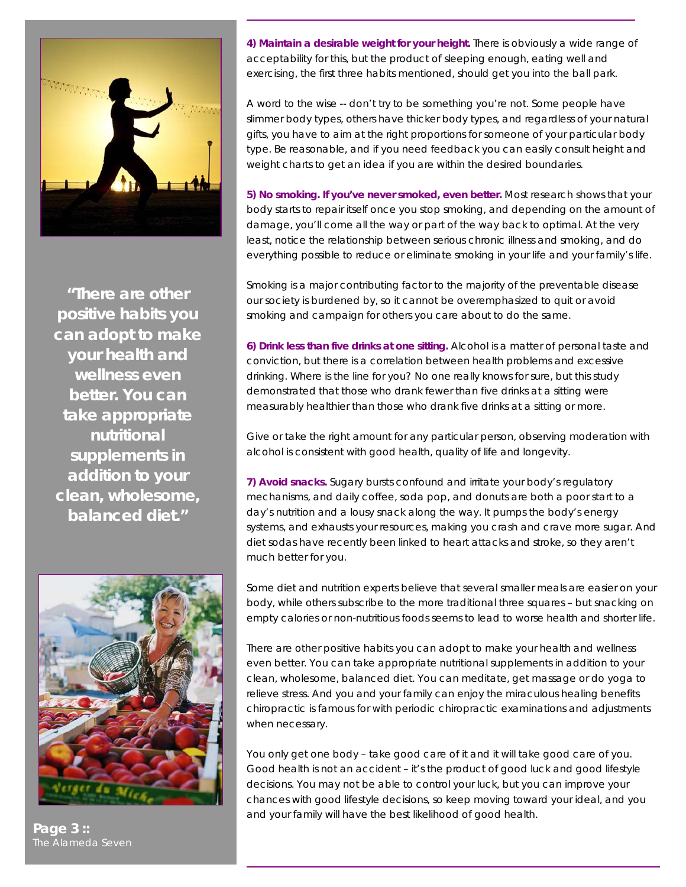**4) Maintain a desirable weight for your height.** There is obviously a wide range of acceptability for this, but the product of sleeping enough, eating well and exercising, the first three habits mentioned, should get you into the ball park.

A word to the wise -- don't try to be something you're not. Some people have slimmer body types, others have thicker body types, and regardless of your natural gifts, you have to aim at the right proportions for someone of your particular body type. Be reasonable, and if you need feedback you can easily consult height and weight charts to get an idea if you are within the desired boundaries.

**5) No smoking. If you've never smoked, even better.** Most research shows that your body starts to repair itself once you stop smoking, and depending on the amount of damage, you'll come all the way or part of the way back to optimal. At the very least, notice the relationship between serious chronic illness and smoking, and do everything possible to reduce or eliminate smoking in your life and your family's life.

Smoking is a major contributing factor to the majority of the preventable disease our society is burdened by, so it cannot be overemphasized to quit or avoid smoking and campaign for others you care about to do the same.

**6) Drink less than five drinks at one sitting.** Alcohol is a matter of personal taste and conviction, but there is a correlation between health problems and excessive drinking. Where is the line for you? No one really knows for sure, but this study demonstrated that those who drank fewer than five drinks at a sitting were measurably healthier than those who drank five drinks at a sitting or more.

Give or take the right amount for any particular person, observing moderation with alcohol is consistent with good health, quality of life and longevity.

**7) Avoid snacks.** Sugary bursts confound and irritate your body's regulatory mechanisms, and daily coffee, soda pop, and donuts are both a poor start to a day's nutrition and a lousy snack along the way. It pumps the body's energy systems, and exhausts your resources, making you crash and crave more sugar. And diet sodas have recently been linked to heart attacks and stroke, so they aren't much better for you.

Some diet and nutrition experts believe that several smaller meals are easier on your body, while others subscribe to the more traditional three squares – but snacking on empty calories or non-nutritious foods seems to lead to worse health and shorter life.

There are other positive habits you can adopt to make your health and wellness even better. You can take appropriate nutritional supplements in addition to your clean, wholesome, balanced diet. You can meditate, get massage or do yoga to relieve stress. And you and your family can enjoy the miraculous healing benefits chiropractic is famous for with periodic chiropractic examinations and adjustments when necessary.

You only get one body – take good care of it and it will take good care of you. Good health is not an accident – it's the product of good luck and good lifestyle decisions. You may not be able to control your luck, but you can improve your chances with good lifestyle decisions, so keep moving toward your ideal, and you and your family will have the best likelihood of good health.

**"There are other positive habits you can adopt to make your health and wellness even better. You can take appropriate nutritional supplements in addition to your clean, wholesome, balanced diet."**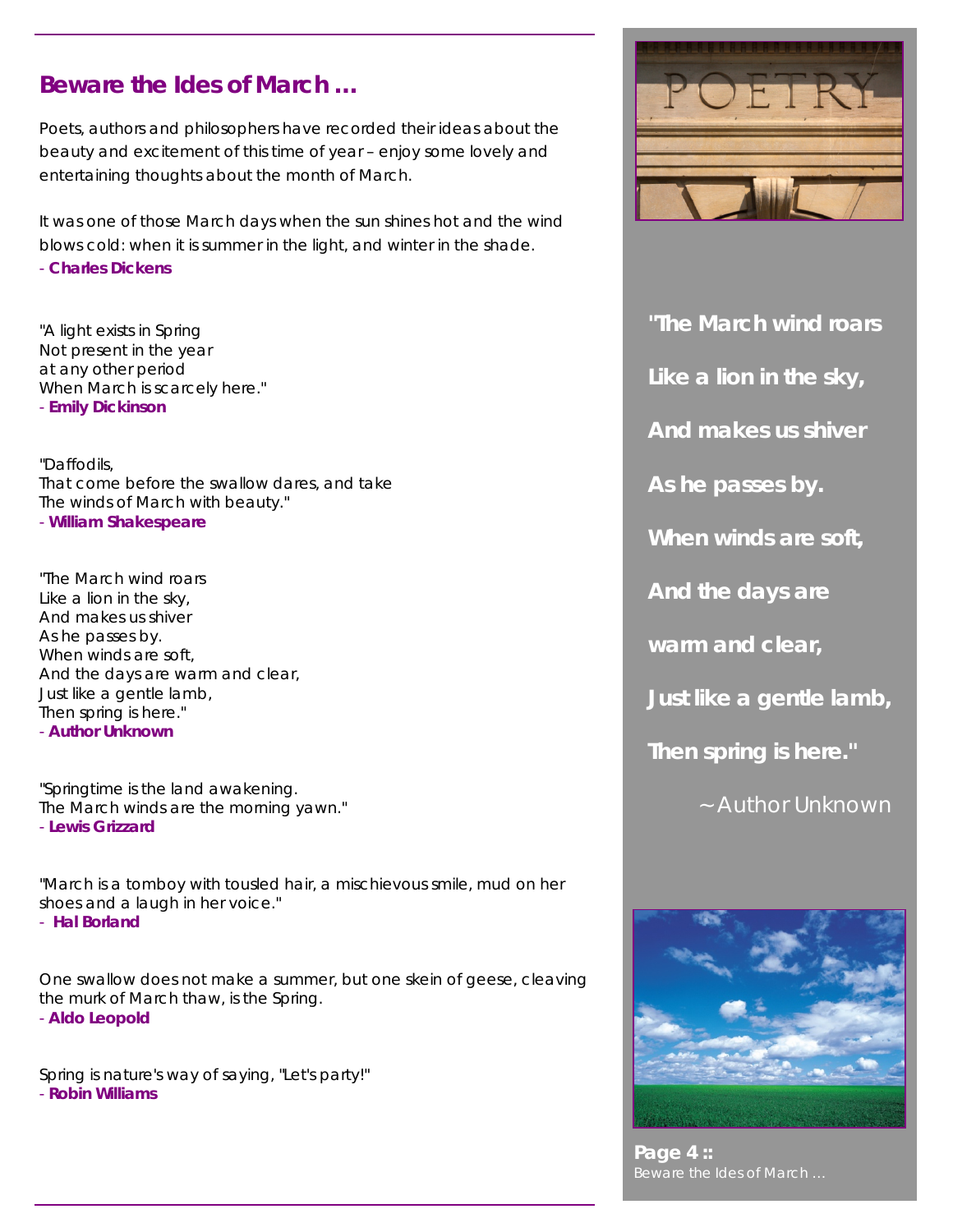## Beware the Ides of March ...

Poets, authors and philosophers have recorded their ideas about the beauty and excitement of this time of year – enjoy some lovely and entertaining thoughts about the month of March.

It was one of those March days when the sun shines hot and the wind blows cold: when it is summer in the light, and winter in the shade.
- **Charles Dickens**

"A light exists in Spring
Not present in the year
at any other period
When March is scarcely here."
- **Emily Dickinson**

"Daffodils,
That come before the swallow dares, and take
The winds of March with beauty."
- **William Shakespeare**

"The March wind roars
Like a lion in the sky,
And makes us shiver
As he passes by.
When winds are soft,
And the days are warm and clear,
Just like a gentle lamb,
Then spring is here."
- **Author Unknown**

"Springtime is the land awakening.
The March winds are the morning yawn."
- **Lewis Grizzard**

"March is a tomboy with tousled hair, a mischievous smile, mud on her shoes and a laugh in her voice."
- **Hal Borland**

One swallow does not make a summer, but one skein of geese, cleaving the murk of March thaw, is the Spring.
- **Aldo Leopold**

Spring is nature's way of saying, "Let's party!"
- **Robin Williams**

**"The March wind roars**
**Like a lion in the sky,**
**And makes us shiver**
**As he passes by.**
**When winds are soft,**
**And the days are**
**warm and clear,**
**Just like a gentle lamb,**
**Then spring is here."**

~ Author Unknown